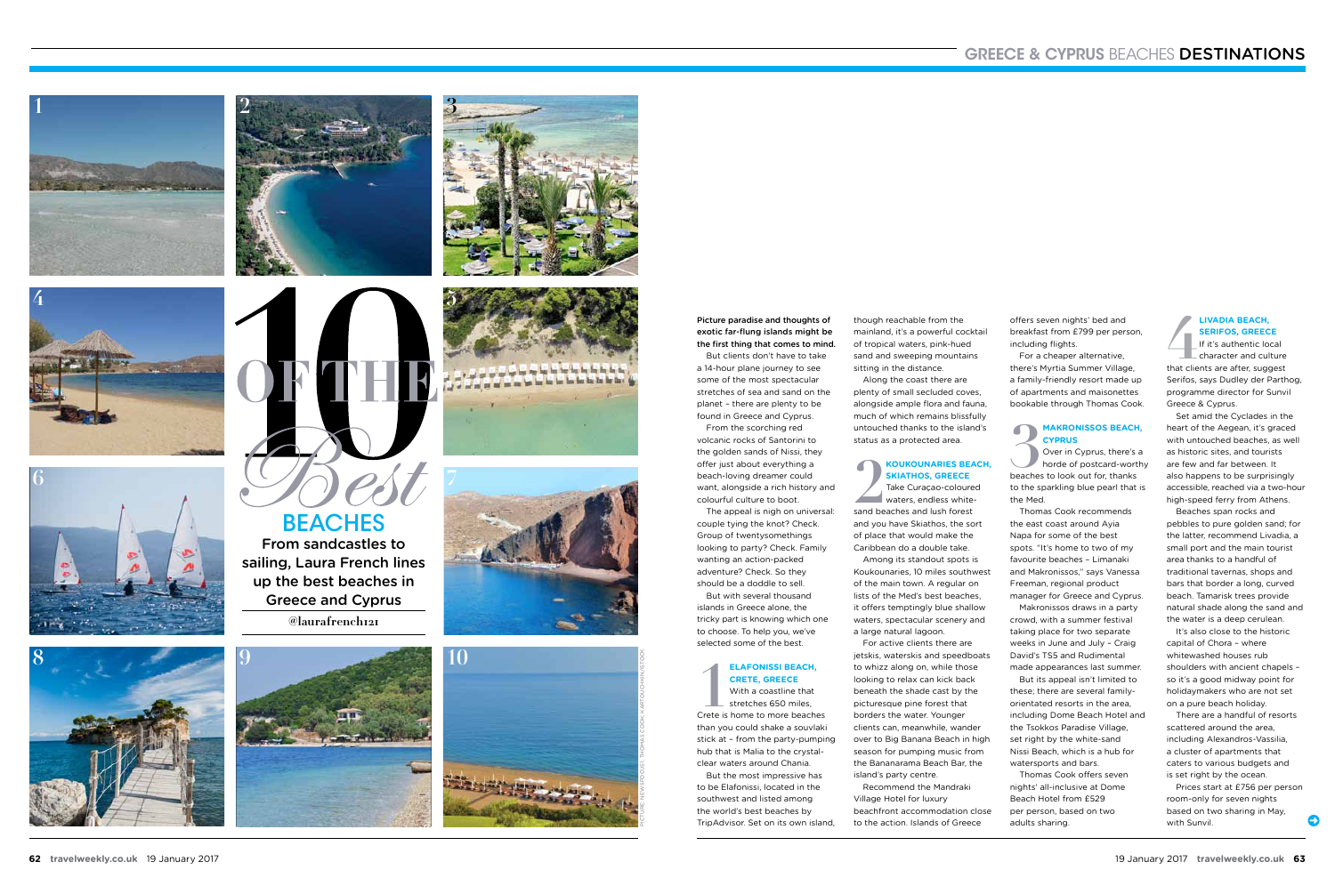# 10 OF THE *Best* BEACHES

## From sandcastles to sailing, Laura French lines up the best beaches in Greece and Cyprus

**@laurafrench121**

**Picture paradise and thoughts of exotic far-flung islands might be the first thing that comes to mind.**

But clients don't have to take a 14-hour plane journey to see some of the most spectacular stretches of sea and sand on the planet – there are plenty to be found in Greece and Cyprus.

From the scorching red volcanic rocks of Santorini to the golden sands of Nissi, they offer just about everything a beach-loving dreamer could want, alongside a rich history and colourful culture to boot.

The appeal is nigh on universal: couple tying the knot? Check. Group of twentysomethings looking to party? Check. Family wanting an action-packed adventure? Check. So they should be a doddle to sell.

But with several thousand islands in Greece alone, the tricky part is knowing which one to choose. To help you, we've selected some of the best.

### 1 ELAFONISSI BEACH, CRETE, GREECE

With a coastline that stretches 650 miles, Crete is home to more beaches than you could shake a souvlaki stick at – from the party-pumping hub that is Malia to the crystal-clear waters around Chania.

But the most impressive has to be Elafonissi, located in the southwest and listed among the world's best beaches by TripAdvisor. Set on its own island, though reachable from the mainland, it's a powerful cocktail of tropical waters, pink-hued sand and sweeping mountains sitting in the distance.

Along the coast there are plenty of small secluded coves, alongside ample flora and fauna, much of which remains blissfully untouched thanks to the island's status as a protected area.

### 2 KOUKOUNARIES BEACH, SKIATHOS, GREECE

Take Curaçao-coloured waters, endless white-sand beaches and lush forest and you have Skiathos, the sort of place that would make the Caribbean do a double take.

Among its standout spots is Koukounaries, 10 miles southwest of the main town. A regular on lists of the Med's best beaches, it offers temptingly blue shallow waters, spectacular scenery and a large natural lagoon.

For active clients there are jetskis, waterskis and speedboats to whizz along on, while those looking to relax can kick back beneath the shade cast by the picturesque pine forest that borders the water. Younger clients can, meanwhile, wander over to Big Banana Beach in high season for pumping music from the Bananarama Beach Bar, the island's party centre.

Recommend the Mandraki Village Hotel for luxury beachfront accommodation close to the action. Islands of Greece offers seven nights' bed and breakfast from £799 per person, including flights.

For a cheaper alternative, there's Myrtia Summer Village, a family-friendly resort made up of apartments and maisonettes bookable through Thomas Cook.

### 3 MAKRONISSOS BEACH, CYPRUS

Over in Cyprus, there's a horde of postcard-worthy beaches to look out for, thanks to the sparkling blue pearl that is the Med.

Thomas Cook recommends the east coast around Ayia Napa for some of the best spots. "It's home to two of my favourite beaches – Limanaki and Makronissos," says Vanessa Freeman, regional product manager for Greece and Cyprus.

Makronissos draws in a party crowd, with a summer festival taking place for two separate weeks in June and July – Craig David's TS5 and Rudimental made appearances last summer.

But its appeal isn't limited to these; there are several family-orientated resorts in the area, including Dome Beach Hotel and the Tsokkos Paradise Village, set right by the white-sand Nissi Beach, which is a hub for watersports and bars.

Thomas Cook offers seven nights' all-inclusive at Dome Beach Hotel from £529 per person, based on two adults sharing.

### 4 LIVADIA BEACH, SERIFOS, GREECE

If it's authentic local character and culture that clients are after, suggest Serifos, says Dudley der Parthog, programme director for Sunvil Greece & Cyprus.

Set amid the Cyclades in the heart of the Aegean, it's graced with untouched beaches, as well as historic sites, and tourists are few and far between. It also happens to be surprisingly accessible, reached via a two-hour high-speed ferry from Athens.

Beaches span rocks and pebbles to pure golden sand; for the latter, recommend Livadia, a small port and the main tourist area thanks to a handful of traditional tavernas, shops and bars that border a long, curved beach. Tamarisk trees provide natural shade along the sand and the water is a deep cerulean.

It's also close to the historic capital of Chora – where whitewashed houses rub shoulders with ancient chapels – so it's a good midway point for holidaymakers who are not set on a pure beach holiday.

There are a handful of resorts scattered around the area, including Alexandros-Vassilia, a cluster of apartments that caters to various budgets and is set right by the ocean.

Prices start at £756 per person room-only for seven nights based on two sharing in May, with Sunvil.

PICTURE: NEWSPOOL/SI, THOMAS COOK, KARTOUCHKIN/STOCK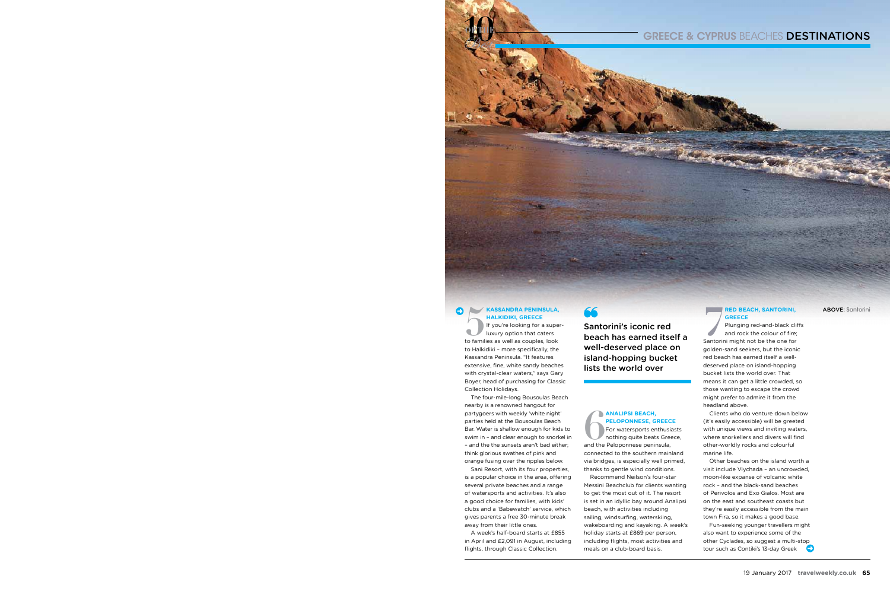## 5 KASSANDRA PENINSULA, HALKIDIKI, GREECE

If you're looking for a super-luxury option that caters to families as well as couples, look to Halkidiki – more specifically, the Kassandra Peninsula. "It features extensive, fine, white sandy beaches with crystal-clear waters," says Gary Boyer, head of purchasing for Classic Collection Holidays.

The four-mile-long Bousoulas Beach nearby is a renowned hangout for partygoers with weekly 'white night' parties held at the Bousoulas Beach Bar. Water is shallow enough for kids to swim in – and clear enough to snorkel in – and the the sunsets aren't bad either; think glorious swathes of pink and orange fusing over the ripples below.

Sani Resort, with its four properties, is a popular choice in the area, offering several private beaches and a range of watersports and activities. It's also a good choice for families, with kids' clubs and a 'Babewatch' service, which gives parents a free 30-minute break away from their little ones.

A week's half-board starts at £855 in April and £2,091 in August, including flights, through Classic Collection.

> "Santorini's iconic red beach has earned itself a well-deserved place on island-hopping bucket lists the world over

## 6 ANALIPSI BEACH, PELOPONNESE, GREECE

For watersports enthusiasts nothing quite beats Greece, and the Peloponnese peninsula, connected to the southern mainland via bridges, is especially well primed, thanks to gentle wind conditions.

Recommend Neilson's four-star Messini Beachclub for clients wanting to get the most out of it. The resort is set in an idyllic bay around Analipsi beach, with activities including sailing, windsurfing, waterskiing, wakeboarding and kayaking. A week's holiday starts at £869 per person, including flights, most activities and meals on a club-board basis.

## 7 RED BEACH, SANTORINI, GREECE

Plunging red-and-black cliffs and rock the colour of fire; Santorini might not be the one for golden-sand seekers, but the iconic red beach has earned itself a well-deserved place on island-hopping bucket lists the world over. That means it can get a little crowded, so those wanting to escape the crowd might prefer to admire it from the headland above.

Clients who do venture down below (it's easily accessible) will be greeted with unique views and inviting waters, where snorkellers and divers will find other-worldly rocks and colourful marine life.

Other beaches on the island worth a visit include Vlychada – an uncrowded, moon-like expanse of volcanic white rock – and the black-sand beaches of Perivolos and Exo Gialos. Most are on the east and southeast coasts but they're easily accessible from the main town Fira, so it makes a good base.

Fun-seeking younger travellers might also want to experience some of the other Cyclades, so suggest a multi-stop tour such as Contiki's 13-day Greek

**ABOVE:** Santorini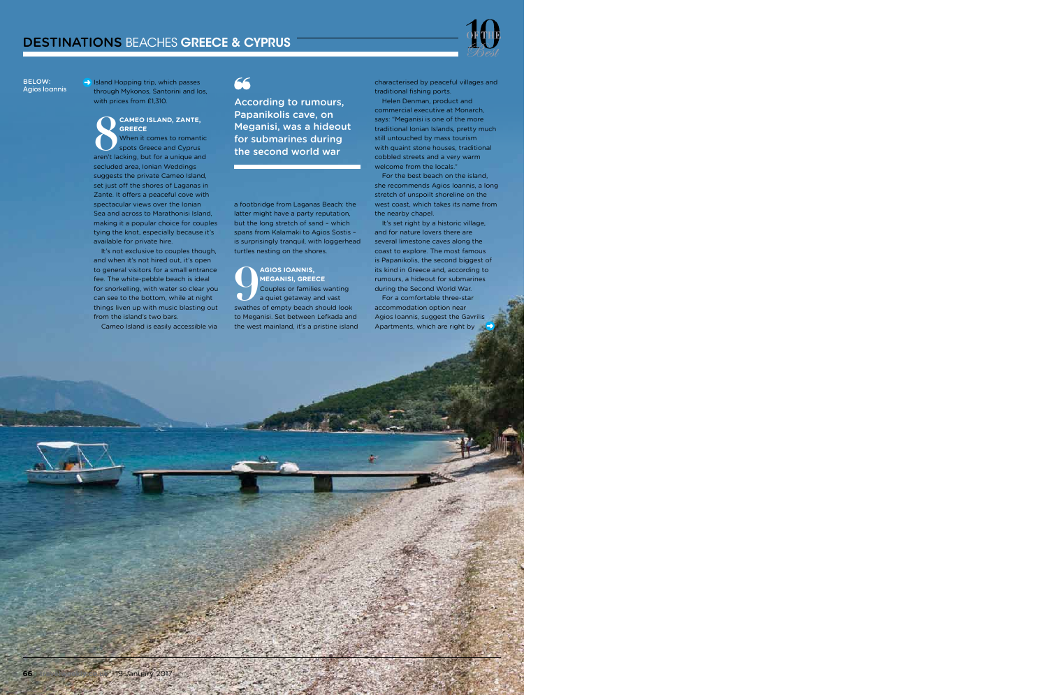BELOW: Agios Ioannis

Island Hopping trip, which passes through Mykonos, Santorini and Ios, with prices from £1,310.

## 8 CAMEO ISLAND, ZANTE, GREECE

When it comes to romantic spots Greece and Cyprus aren't lacking, but for a unique and secluded area, Ionian Weddings suggests the private Cameo Island, set just off the shores of Laganas in Zante. It offers a peaceful cove with spectacular views over the Ionian Sea and across to Marathonisi Island, making it a popular choice for couples tying the knot, especially because it's available for private hire.

It's not exclusive to couples though, and when it's not hired out, it's open to general visitors for a small entrance fee. The white-pebble beach is ideal for snorkelling, with water so clear you can see to the bottom, while at night things liven up with music blasting out from the island's two bars.

Cameo Island is easily accessible via a footbridge from Laganas Beach: the latter might have a party reputation, but the long stretch of sand – which spans from Kalamaki to Agios Sostis – is surprisingly tranquil, with loggerhead turtles nesting on the shores.

> According to rumours, Papanikolis cave, on Meganisi, was a hideout for submarines during the second world war

## 9 AGIOS IOANNIS, MEGANISI, GREECE

Couples or families wanting a quiet getaway and vast swathes of empty beach should look to Meganisi. Set between Lefkada and the west mainland, it's a pristine island characterised by peaceful villages and traditional fishing ports.

Helen Denman, product and commercial executive at Monarch, says: "Meganisi is one of the more traditional Ionian Islands, pretty much still untouched by mass tourism with quaint stone houses, traditional cobbled streets and a very warm welcome from the locals."

For the best beach on the island, she recommends Agios Ioannis, a long stretch of unspoilt shoreline on the west coast, which takes its name from the nearby chapel.

It's set right by a historic village, and for nature lovers there are several limestone caves along the coast to explore. The most famous is Papanikolis, the second biggest of its kind in Greece and, according to rumours, a hideout for submarines during the Second World War.

For a comfortable three-star accommodation option near Agios Ioannis, suggest the Gavrilis Apartments, which are right by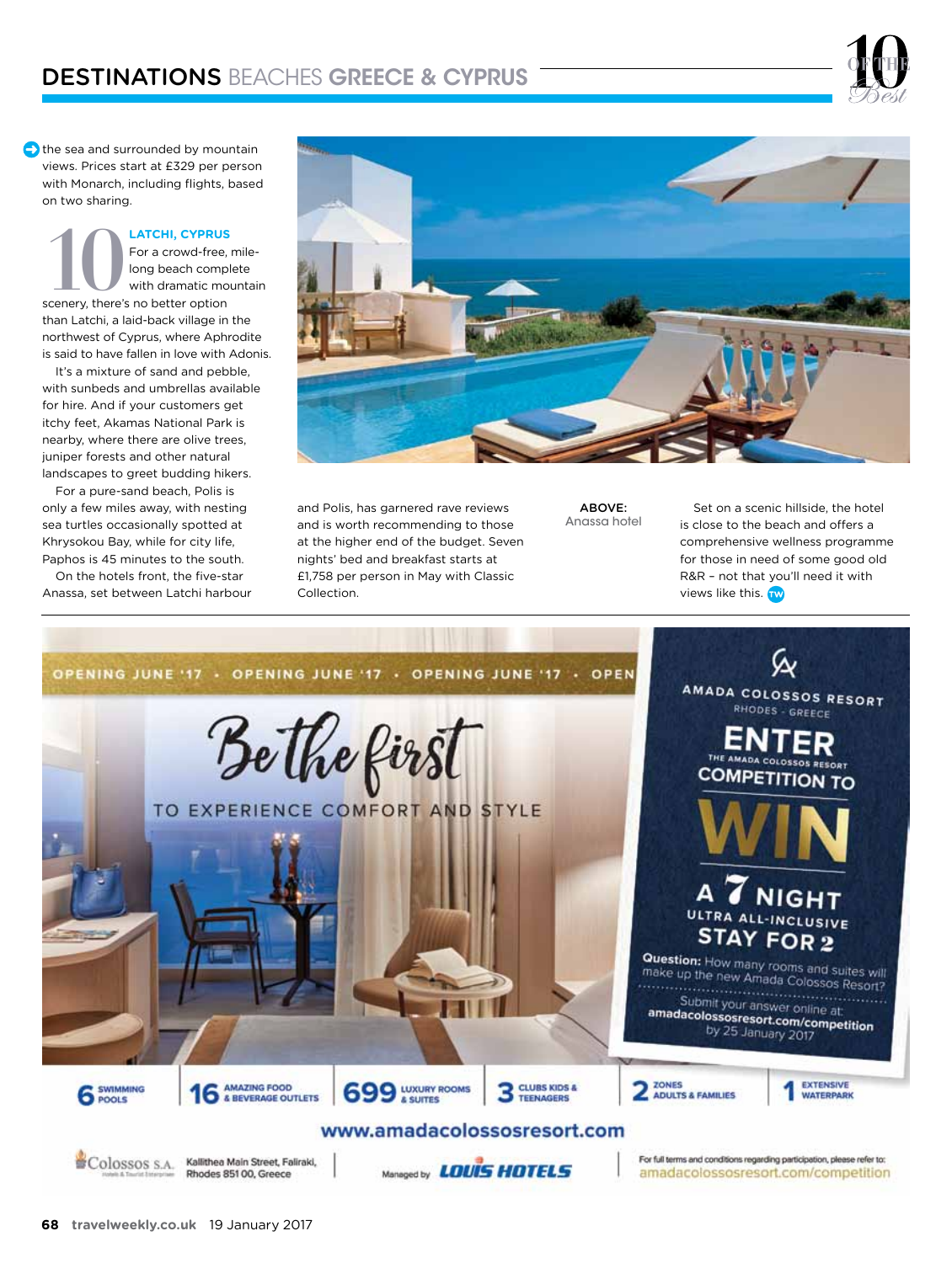the sea and surrounded by mountain views. Prices start at £329 per person with Monarch, including flights, based on two sharing.

## 10 LATCHI, CYPRUS

For a crowd-free, mile-long beach complete with dramatic mountain scenery, there's no better option than Latchi, a laid-back village in the northwest of Cyprus, where Aphrodite is said to have fallen in love with Adonis.

It's a mixture of sand and pebble, with sunbeds and umbrellas available for hire. And if your customers get itchy feet, Akamas National Park is nearby, where there are olive trees, juniper forests and other natural landscapes to greet budding hikers.

For a pure-sand beach, Polis is only a few miles away, with nesting sea turtles occasionally spotted at Khrysokou Bay, while for city life, Paphos is 45 minutes to the south.

On the hotels front, the five-star Anassa, set between Latchi harbour and Polis, has garnered rave reviews and is worth recommending to those at the higher end of the budget. Seven nights' bed and breakfast starts at £1,758 per person in May with Classic Collection.

**ABOVE:** Anassa hotel

Set on a scenic hillside, the hotel is close to the beach and offers a comprehensive wellness programme for those in need of some good old R&R – not that you'll need it with views like this.